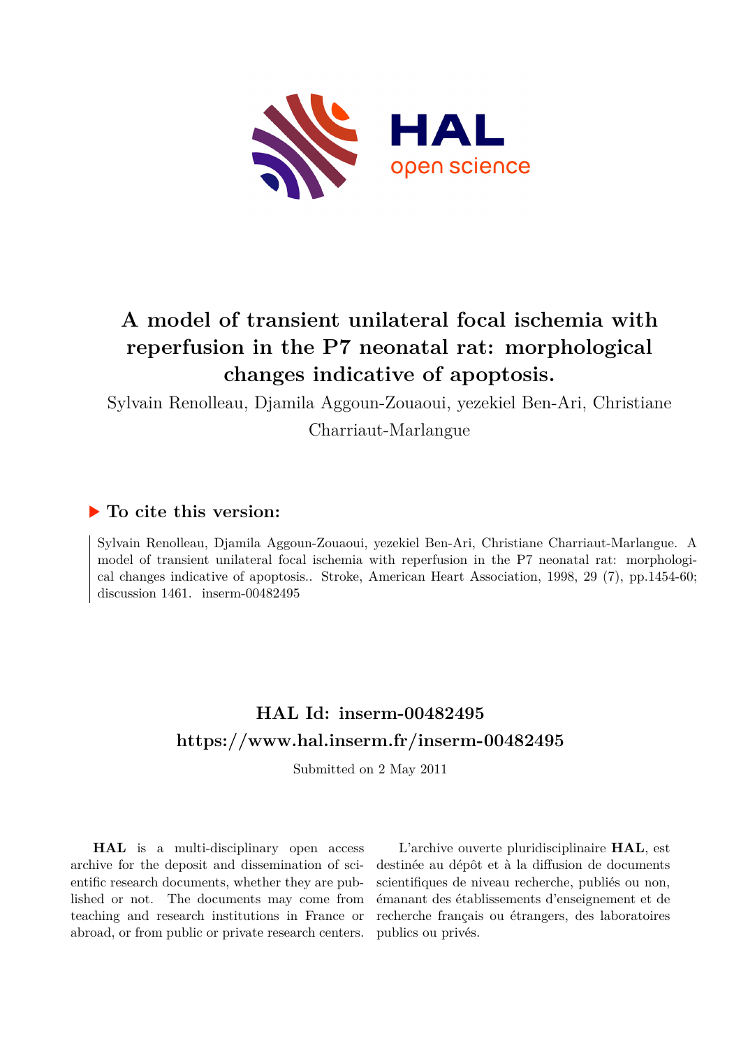# A model of transient unilateral focal ischemia with reperfusion in the P7 neonatal rat: morphological changes indicative of apoptosis.

Sylvain Renolleau, Djamila Aggoun-Zouaoui, yezekiel Ben-Ari, Christiane Charriaut-Marlangue

## ▶ To cite this version:

Sylvain Renolleau, Djamila Aggoun-Zouaoui, yezekiel Ben-Ari, Christiane Charriaut-Marlangue. A model of transient unilateral focal ischemia with reperfusion in the P7 neonatal rat: morphological changes indicative of apoptosis.. Stroke, American Heart Association, 1998, 29 (7), pp.1454-60; discussion 1461. inserm-00482495

## HAL Id: inserm-00482495
## https://www.hal.inserm.fr/inserm-00482495

Submitted on 2 May 2011

**HAL** is a multi-disciplinary open access archive for the deposit and dissemination of scientific research documents, whether they are published or not. The documents may come from teaching and research institutions in France or abroad, or from public or private research centers.

L'archive ouverte pluridisciplinaire **HAL**, est destinée au dépôt et à la diffusion de documents scientifiques de niveau recherche, publiés ou non, émanant des établissements d'enseignement et de recherche français ou étrangers, des laboratoires publics ou privés.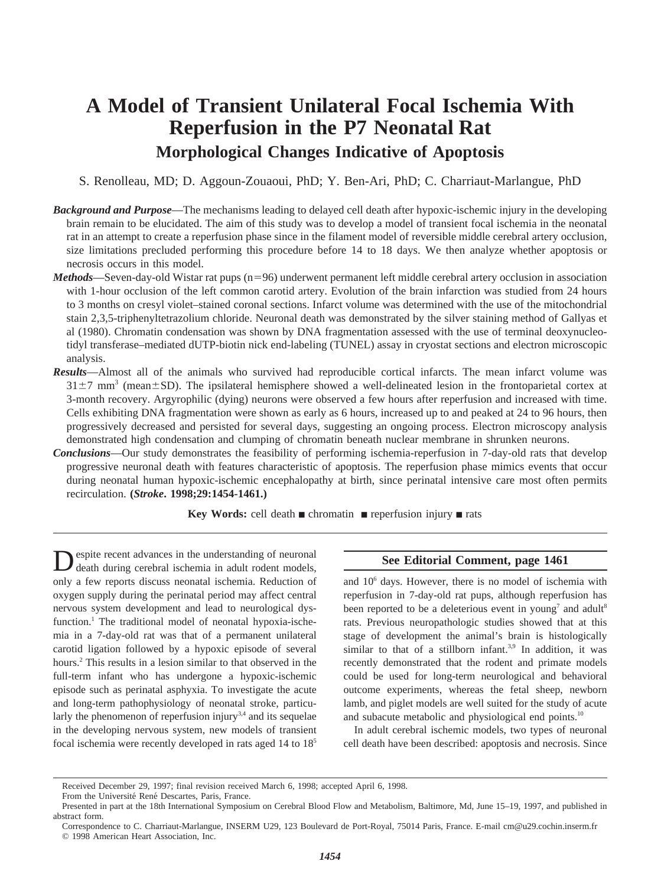# A Model of Transient Unilateral Focal Ischemia With Reperfusion in the P7 Neonatal Rat

## Morphological Changes Indicative of Apoptosis

S. Renolleau, MD; D. Aggoun-Zouaoui, PhD; Y. Ben-Ari, PhD; C. Charriaut-Marlangue, PhD

***Background and Purpose***—The mechanisms leading to delayed cell death after hypoxic-ischemic injury in the developing brain remain to be elucidated. The aim of this study was to develop a model of transient focal ischemia in the neonatal rat in an attempt to create a reperfusion phase since in the filament model of reversible middle cerebral artery occlusion, size limitations precluded performing this procedure before 14 to 18 days. We then analyze whether apoptosis or necrosis occurs in this model.

***Methods***—Seven-day-old Wistar rat pups (n=96) underwent permanent left middle cerebral artery occlusion in association with 1-hour occlusion of the left common carotid artery. Evolution of the brain infarction was studied from 24 hours to 3 months on cresyl violet–stained coronal sections. Infarct volume was determined with the use of the mitochondrial stain 2,3,5-triphenyltetrazolium chloride. Neuronal death was demonstrated by the silver staining method of Gallyas et al (1980). Chromatin condensation was shown by DNA fragmentation assessed with the use of terminal deoxynucleotidyl transferase–mediated dUTP-biotin nick end-labeling (TUNEL) assay in cryostat sections and electron microscopic analysis.

***Results***—Almost all of the animals who survived had reproducible cortical infarcts. The mean infarct volume was $31\pm7$ mm$^3$ (mean$\pm$SD). The ipsilateral hemisphere showed a well-delineated lesion in the frontoparietal cortex at 3-month recovery. Argyrophilic (dying) neurons were observed a few hours after reperfusion and increased with time. Cells exhibiting DNA fragmentation were shown as early as 6 hours, increased up to and peaked at 24 to 96 hours, then progressively decreased and persisted for several days, suggesting an ongoing process. Electron microscopy analysis demonstrated high condensation and clumping of chromatin beneath nuclear membrane in shrunken neurons.

***Conclusions***—Our study demonstrates the feasibility of performing ischemia-reperfusion in 7-day-old rats that develop progressive neuronal death with features characteristic of apoptosis. The reperfusion phase mimics events that occur during neonatal human hypoxic-ischemic encephalopathy at birth, since perinatal intensive care most often permits recirculation. **(*Stroke*. 1998;29:1454-1461.)**

**Key Words:** cell death ■ chromatin ■ reperfusion injury ■ rats

Despite recent advances in the understanding of neuronal death during cerebral ischemia in adult rodent models, only a few reports discuss neonatal ischemia. Reduction of oxygen supply during the perinatal period may affect central nervous system development and lead to neurological dysfunction.[1] The traditional model of neonatal hypoxia-ischemia in a 7-day-old rat was that of a permanent unilateral carotid ligation followed by a hypoxic episode of several hours.[2] This results in a lesion similar to that observed in the full-term infant who has undergone a hypoxic-ischemic episode such as perinatal asphyxia. To investigate the acute and long-term pathophysiology of neonatal stroke, particularly the phenomenon of reperfusion injury[3,4] and its sequelae in the developing nervous system, new models of transient focal ischemia were recently developed in rats aged 14 to 18[5] and 10[6] days. However, there is no model of ischemia with reperfusion in 7-day-old rat pups, although reperfusion has been reported to be a deleterious event in young[7] and adult[8] rats. Previous neuropathologic studies showed that at this stage of development the animal's brain is histologically similar to that of a stillborn infant.[3,9] In addition, it was recently demonstrated that the rodent and primate models could be used for long-term neurological and behavioral outcome experiments, whereas the fetal sheep, newborn lamb, and piglet models are well suited for the study of acute and subacute metabolic and physiological end points.[10]

**See Editorial Comment, page 1461**

In adult cerebral ischemic models, two types of neuronal cell death have been described: apoptosis and necrosis. Since

Received December 29, 1997; final revision received March 6, 1998; accepted April 6, 1998.

From the Université René Descartes, Paris, France.

Presented in part at the 18th International Symposium on Cerebral Blood Flow and Metabolism, Baltimore, Md, June 15–19, 1997, and published in abstract form.

Correspondence to C. Charriaut-Marlangue, INSERM U29, 123 Boulevard de Port-Royal, 75014 Paris, France. E-mail cm@u29.cochin.inserm.fr

© 1998 American Heart Association, Inc.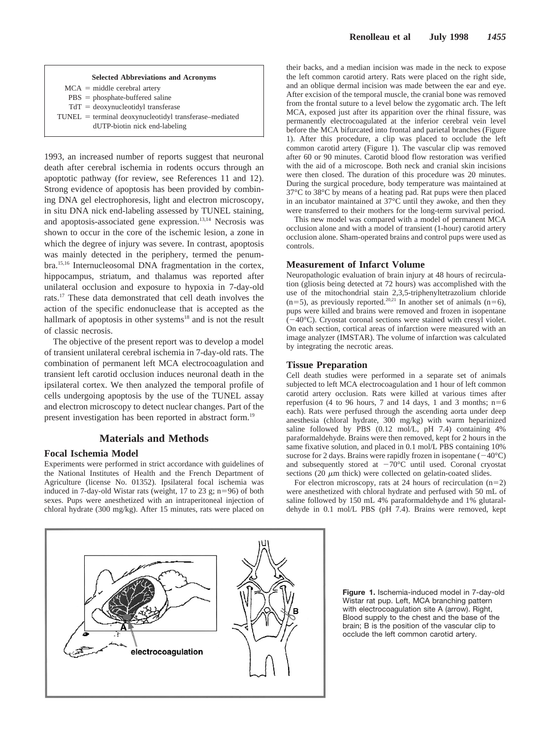**Selected Abbreviations and Acronyms**

MCA = middle cerebral artery
PBS = phosphate-buffered saline
TdT = deoxynucleotidyl transferase
TUNEL = terminal deoxynucleotidyl transferase–mediated dUTP-biotin nick end-labeling

1993, an increased number of reports suggest that neuronal death after cerebral ischemia in rodents occurs through an apoptotic pathway (for review, see References 11 and 12). Strong evidence of apoptosis has been provided by combining DNA gel electrophoresis, light and electron microscopy, in situ DNA nick end-labeling assessed by TUNEL staining, and apoptosis-associated gene expression.[13,14] Necrosis was shown to occur in the core of the ischemic lesion, a zone in which the degree of injury was severe. In contrast, apoptosis was mainly detected in the periphery, termed the penumbra.[15,16] Internucleosomal DNA fragmentation in the cortex, hippocampus, striatum, and thalamus was reported after unilateral occlusion and exposure to hypoxia in 7-day-old rats.[17] These data demonstrated that cell death involves the action of the specific endonuclease that is accepted as the hallmark of apoptosis in other systems[18] and is not the result of classic necrosis.

The objective of the present report was to develop a model of transient unilateral cerebral ischemia in 7-day-old rats. The combination of permanent left MCA electrocoagulation and transient left carotid occlusion induces neuronal death in the ipsilateral cortex. We then analyzed the temporal profile of cells undergoing apoptosis by the use of the TUNEL assay and electron microscopy to detect nuclear changes. Part of the present investigation has been reported in abstract form.[19]

## Materials and Methods

### Focal Ischemia Model

Experiments were performed in strict accordance with guidelines of the National Institutes of Health and the French Department of Agriculture (license No. 01352). Ipsilateral focal ischemia was induced in 7-day-old Wistar rats (weight, 17 to 23 g; n=96) of both sexes. Pups were anesthetized with an intraperitoneal injection of chloral hydrate (300 mg/kg). After 15 minutes, rats were placed on their backs, and a median incision was made in the neck to expose the left common carotid artery. Rats were placed on the right side, and an oblique dermal incision was made between the ear and eye. After excision of the temporal muscle, the cranial bone was removed from the frontal suture to a level below the zygomatic arch. The left MCA, exposed just after its apparition over the rhinal fissure, was permanently electrocoagulated at the inferior cerebral vein level before the MCA bifurcated into frontal and parietal branches (Figure 1). After this procedure, a clip was placed to occlude the left common carotid artery (Figure 1). The vascular clip was removed after 60 or 90 minutes. Carotid blood flow restoration was verified with the aid of a microscope. Both neck and cranial skin incisions were then closed. The duration of this procedure was 20 minutes. During the surgical procedure, body temperature was maintained at 37°C to 38°C by means of a heating pad. Rat pups were then placed in an incubator maintained at 37°C until they awoke, and then they were transferred to their mothers for the long-term survival period.

This new model was compared with a model of permanent MCA occlusion alone and with a model of transient (1-hour) carotid artery occlusion alone. Sham-operated brains and control pups were used as controls.

### Measurement of Infarct Volume

Neuropathologic evaluation of brain injury at 48 hours of recirculation (gliosis being detected at 72 hours) was accomplished with the use of the mitochondrial stain 2,3,5-triphenyltetrazolium chloride (n=5), as previously reported.[20,21] In another set of animals (n=6), pups were killed and brains were removed and frozen in isopentane (−40°C). Cryostat coronal sections were stained with cresyl violet. On each section, cortical areas of infarction were measured with an image analyzer (IMSTAR). The volume of infarction was calculated by integrating the necrotic areas.

### Tissue Preparation

Cell death studies were performed in a separate set of animals subjected to left MCA electrocoagulation and 1 hour of left common carotid artery occlusion. Rats were killed at various times after reperfusion (4 to 96 hours, 7 and 14 days, 1 and 3 months; n=6 each). Rats were perfused through the ascending aorta under deep anesthesia (chloral hydrate, 300 mg/kg) with warm heparinized saline followed by PBS (0.12 mol/L, pH 7.4) containing 4% paraformaldehyde. Brains were then removed, kept for 2 hours in the same fixative solution, and placed in 0.1 mol/L PBS containing 10% sucrose for 2 days. Brains were rapidly frozen in isopentane (−40°C) and subsequently stored at −70°C until used. Coronal cryostat sections (20 μm thick) were collected on gelatin-coated slides.

For electron microscopy, rats at 24 hours of recirculation (n=2) were anesthetized with chloral hydrate and perfused with 50 mL of saline followed by 150 mL 4% paraformaldehyde and 1% glutaraldehyde in 0.1 mol/L PBS (pH 7.4). Brains were removed, kept

**Figure 1.** Ischemia-induced model in 7-day-old Wistar rat pup. Left, MCA branching pattern with electrocoagulation site A (arrow). Right, Blood supply to the chest and the base of the brain; B is the position of the vascular clip to occlude the left common carotid artery.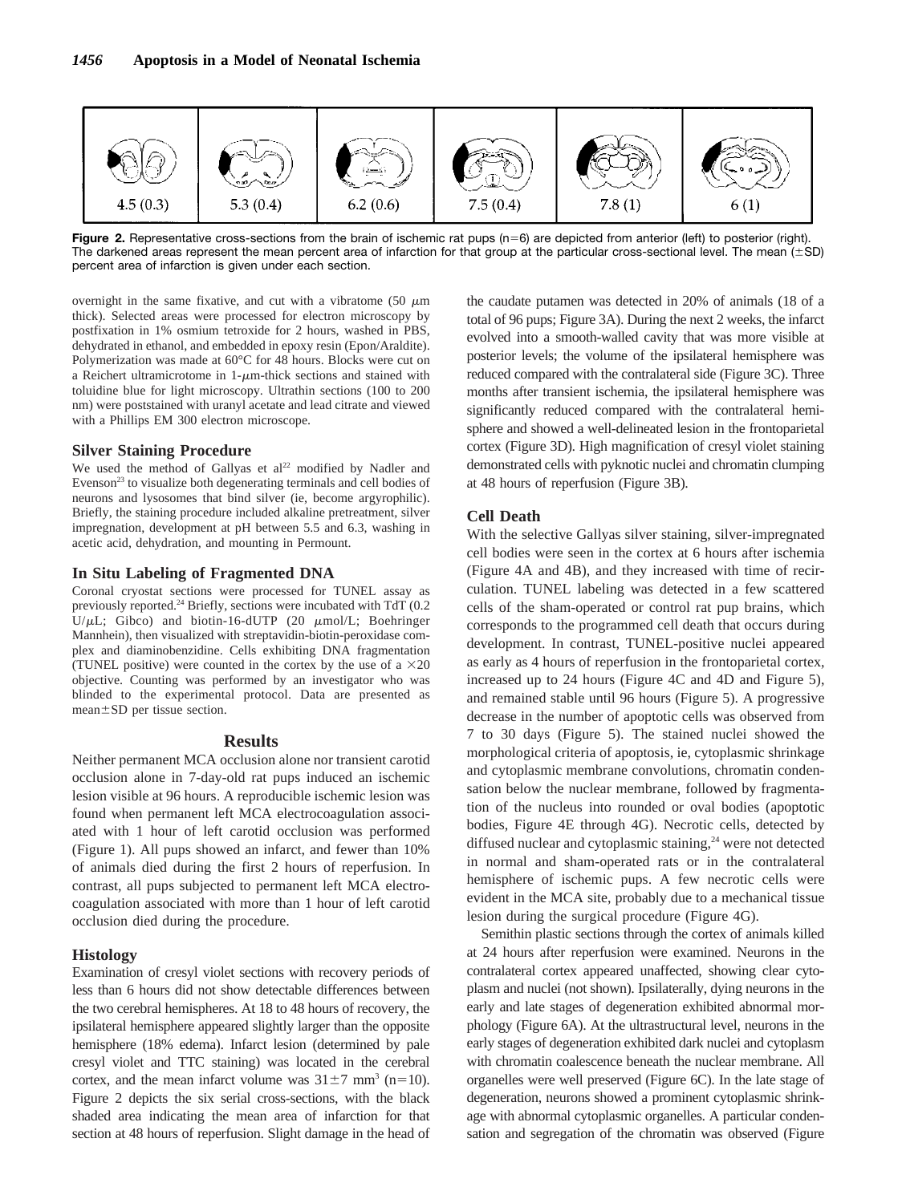| 4.5 (0.3) | 5.3 (0.4) | 6.2 (0.6) | 7.5 (0.4) | 7.8 (1) | 6 (1) |
|---|---|---|---|---|---|

**Figure 2.** Representative cross-sections from the brain of ischemic rat pups (n=6) are depicted from anterior (left) to posterior (right). The darkened areas represent the mean percent area of infarction for that group at the particular cross-sectional level. The mean (±SD) percent area of infarction is given under each section.

overnight in the same fixative, and cut with a vibratome (50 μm thick). Selected areas were processed for electron microscopy by postfixation in 1% osmium tetroxide for 2 hours, washed in PBS, dehydrated in ethanol, and embedded in epoxy resin (Epon/Araldite). Polymerization was made at 60°C for 48 hours. Blocks were cut on a Reichert ultramicrotome in 1-μm-thick sections and stained with toluidine blue for light microscopy. Ultrathin sections (100 to 200 nm) were poststained with uranyl acetate and lead citrate and viewed with a Phillips EM 300 electron microscope.

### Silver Staining Procedure

We used the method of Gallyas et al[22] modified by Nadler and Evenson[23] to visualize both degenerating terminals and cell bodies of neurons and lysosomes that bind silver (ie, become argyrophilic). Briefly, the staining procedure included alkaline pretreatment, silver impregnation, development at pH between 5.5 and 6.3, washing in acetic acid, dehydration, and mounting in Permount.

### In Situ Labeling of Fragmented DNA

Coronal cryostat sections were processed for TUNEL assay as previously reported.[24] Briefly, sections were incubated with TdT (0.2 U/μL; Gibco) and biotin-16-dUTP (20 μmol/L; Boehringer Mannhein), then visualized with streptavidin-biotin-peroxidase complex and diaminobenzidine. Cells exhibiting DNA fragmentation (TUNEL positive) were counted in the cortex by the use of a ×20 objective. Counting was performed by an investigator who was blinded to the experimental protocol. Data are presented as mean±SD per tissue section.

## Results

Neither permanent MCA occlusion alone nor transient carotid occlusion alone in 7-day-old rat pups induced an ischemic lesion visible at 96 hours. A reproducible ischemic lesion was found when permanent left MCA electrocoagulation associated with 1 hour of left carotid occlusion was performed (Figure 1). All pups showed an infarct, and fewer than 10% of animals died during the first 2 hours of reperfusion. In contrast, all pups subjected to permanent left MCA electrocoagulation associated with more than 1 hour of left carotid occlusion died during the procedure.

### Histology

Examination of cresyl violet sections with recovery periods of less than 6 hours did not show detectable differences between the two cerebral hemispheres. At 18 to 48 hours of recovery, the ipsilateral hemisphere appeared slightly larger than the opposite hemisphere (18% edema). Infarct lesion (determined by pale cresyl violet and TTC staining) was located in the cerebral cortex, and the mean infarct volume was 31±7 $mm^3$ (n=10). Figure 2 depicts the six serial cross-sections, with the black shaded area indicating the mean area of infarction for that section at 48 hours of reperfusion. Slight damage in the head of the caudate putamen was detected in 20% of animals (18 of a total of 96 pups; Figure 3A). During the next 2 weeks, the infarct evolved into a smooth-walled cavity that was more visible at posterior levels; the volume of the ipsilateral hemisphere was reduced compared with the contralateral side (Figure 3C). Three months after transient ischemia, the ipsilateral hemisphere was significantly reduced compared with the contralateral hemisphere and showed a well-delineated lesion in the frontoparietal cortex (Figure 3D). High magnification of cresyl violet staining demonstrated cells with pyknotic nuclei and chromatin clumping at 48 hours of reperfusion (Figure 3B).

### Cell Death

With the selective Gallyas silver staining, silver-impregnated cell bodies were seen in the cortex at 6 hours after ischemia (Figure 4A and 4B), and they increased with time of recirculation. TUNEL labeling was detected in a few scattered cells of the sham-operated or control rat pup brains, which corresponds to the programmed cell death that occurs during development. In contrast, TUNEL-positive nuclei appeared as early as 4 hours of reperfusion in the frontoparietal cortex, increased up to 24 hours (Figure 4C and 4D and Figure 5), and remained stable until 96 hours (Figure 5). A progressive decrease in the number of apoptotic cells was observed from 7 to 30 days (Figure 5). The stained nuclei showed the morphological criteria of apoptosis, ie, cytoplasmic shrinkage and cytoplasmic membrane convolutions, chromatin condensation below the nuclear membrane, followed by fragmentation of the nucleus into rounded or oval bodies (apoptotic bodies, Figure 4E through 4G). Necrotic cells, detected by diffused nuclear and cytoplasmic staining,[24] were not detected in normal and sham-operated rats or in the contralateral hemisphere of ischemic pups. A few necrotic cells were evident in the MCA site, probably due to a mechanical tissue lesion during the surgical procedure (Figure 4G).

Semithin plastic sections through the cortex of animals killed at 24 hours after reperfusion were examined. Neurons in the contralateral cortex appeared unaffected, showing clear cytoplasm and nuclei (not shown). Ipsilaterally, dying neurons in the early and late stages of degeneration exhibited abnormal morphology (Figure 6A). At the ultrastructural level, neurons in the early stages of degeneration exhibited dark nuclei and cytoplasm with chromatin coalescence beneath the nuclear membrane. All organelles were well preserved (Figure 6C). In the late stage of degeneration, neurons showed a prominent cytoplasmic shrinkage with abnormal cytoplasmic organelles. A particular condensation and segregation of the chromatin was observed (Figure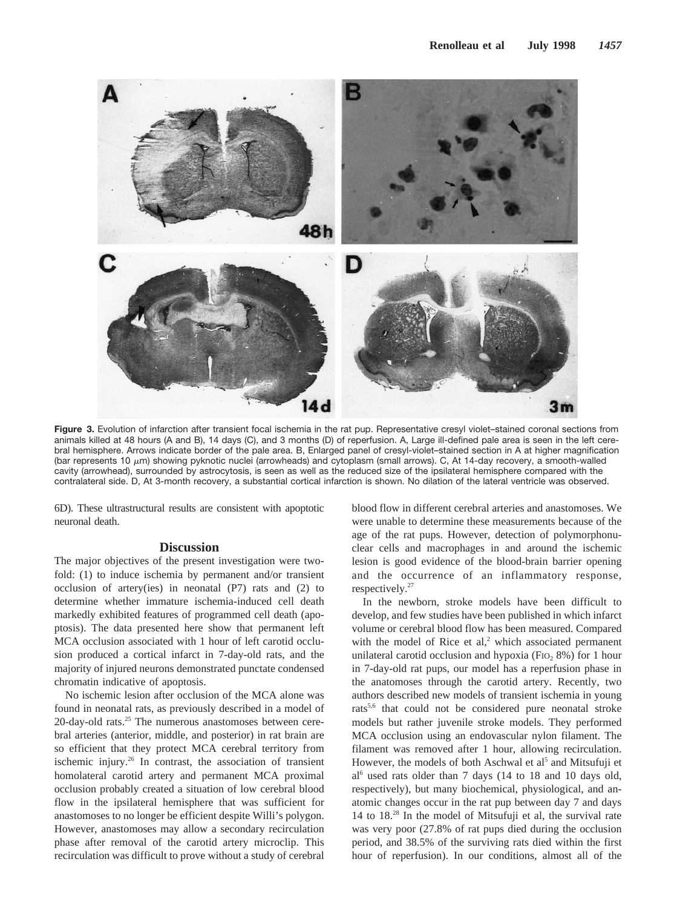**Figure 3.** Evolution of infarction after transient focal ischemia in the rat pup. Representative cresyl violet–stained coronal sections from animals killed at 48 hours (A and B), 14 days (C), and 3 months (D) of reperfusion. A, Large ill-defined pale area is seen in the left cerebral hemisphere. Arrows indicate border of the pale area. B, Enlarged panel of cresyl-violet–stained section in A at higher magnification (bar represents 10 $\mu$m) showing pyknotic nuclei (arrowheads) and cytoplasm (small arrows). C, At 14-day recovery, a smooth-walled cavity (arrowhead), surrounded by astrocytosis, is seen as well as the reduced size of the ipsilateral hemisphere compared with the contralateral side. D, At 3-month recovery, a substantial cortical infarction is shown. No dilation of the lateral ventricle was observed.

6D). These ultrastructural results are consistent with apoptotic neuronal death.

## Discussion

The major objectives of the present investigation were twofold: (1) to induce ischemia by permanent and/or transient occlusion of artery(ies) in neonatal (P7) rats and (2) to determine whether immature ischemia-induced cell death markedly exhibited features of programmed cell death (apoptosis). The data presented here show that permanent left MCA occlusion associated with 1 hour of left carotid occlusion produced a cortical infarct in 7-day-old rats, and the majority of injured neurons demonstrated punctate condensed chromatin indicative of apoptosis.

No ischemic lesion after occlusion of the MCA alone was found in neonatal rats, as previously described in a model of 20-day-old rats.[25] The numerous anastomoses between cerebral arteries (anterior, middle, and posterior) in rat brain are so efficient that they protect MCA cerebral territory from ischemic injury.[26] In contrast, the association of transient homolateral carotid artery and permanent MCA proximal occlusion probably created a situation of low cerebral blood flow in the ipsilateral hemisphere that was sufficient for anastomoses to no longer be efficient despite Willi's polygon. However, anastomoses may allow a secondary recirculation phase after removal of the carotid artery microclip. This recirculation was difficult to prove without a study of cerebral blood flow in different cerebral arteries and anastomoses. We were unable to determine these measurements because of the age of the rat pups. However, detection of polymorphonuclear cells and macrophages in and around the ischemic lesion is good evidence of the blood-brain barrier opening and the occurrence of an inflammatory response, respectively.[27]

In the newborn, stroke models have been difficult to develop, and few studies have been published in which infarct volume or cerebral blood flow has been measured. Compared with the model of Rice et al,[2] which associated permanent unilateral carotid occlusion and hypoxia ($FIO_2$ 8%) for 1 hour in 7-day-old rat pups, our model has a reperfusion phase in the anatomoses through the carotid artery. Recently, two authors described new models of transient ischemia in young rats[5,6] that could not be considered pure neonatal stroke models but rather juvenile stroke models. They performed MCA occlusion using an endovascular nylon filament. The filament was removed after 1 hour, allowing recirculation. However, the models of both Aschwal et al[5] and Mitsufuji et al[6] used rats older than 7 days (14 to 18 and 10 days old, respectively), but many biochemical, physiological, and anatomic changes occur in the rat pup between day 7 and days 14 to 18.[28] In the model of Mitsufuji et al, the survival rate was very poor (27.8% of rat pups died during the occlusion period, and 38.5% of the surviving rats died within the first hour of reperfusion). In our conditions, almost all of the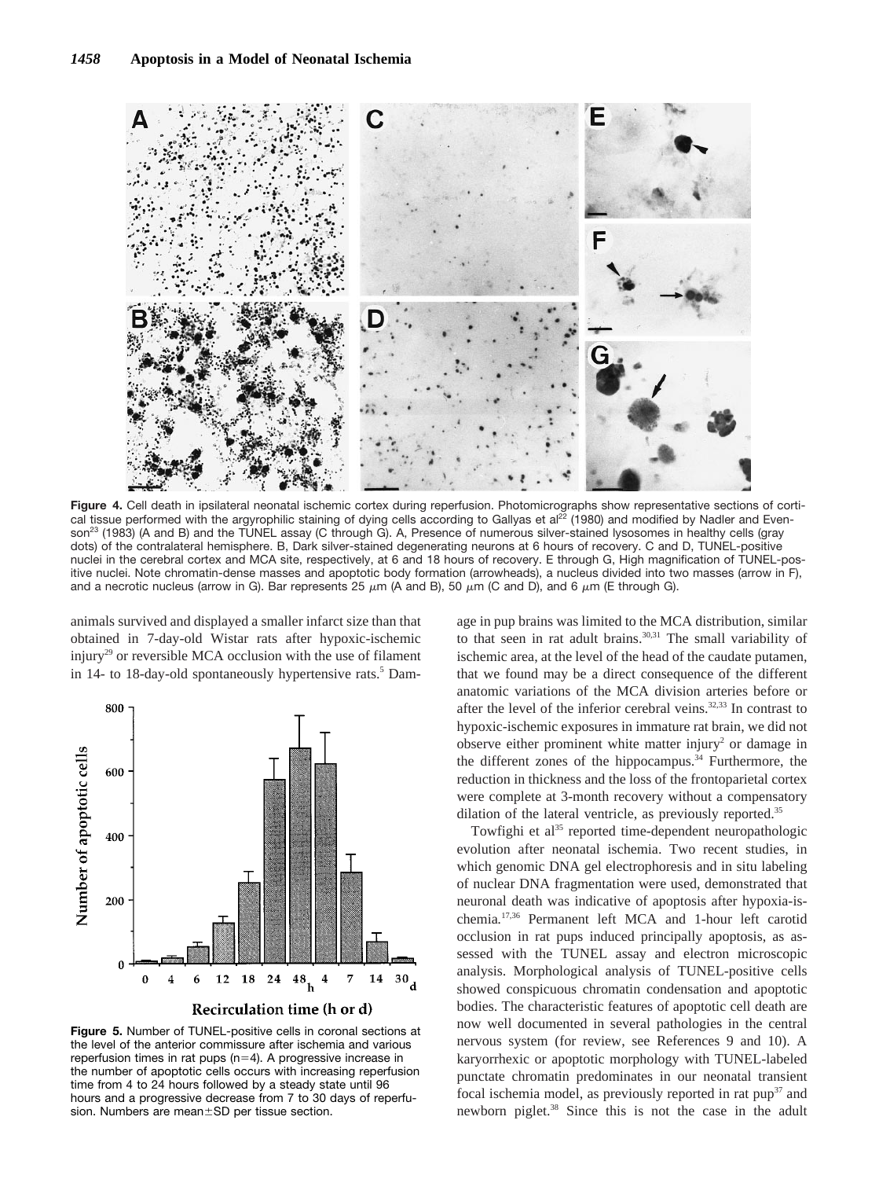**Figure 4.** Cell death in ipsilateral neonatal ischemic cortex during reperfusion. Photomicrographs show representative sections of cortical tissue performed with the argyrophilic staining of dying cells according to Gallyas et al[22] (1980) and modified by Nadler and Evenson[23] (1983) (A and B) and the TUNEL assay (C through G). A, Presence of numerous silver-stained lysosomes in healthy cells (gray dots) of the contralateral hemisphere. B, Dark silver-stained degenerating neurons at 6 hours of recovery. C and D, TUNEL-positive nuclei in the cerebral cortex and MCA site, respectively, at 6 and 18 hours of recovery. E through G, High magnification of TUNEL-positive nuclei. Note chromatin-dense masses and apoptotic body formation (arrowheads), a nucleus divided into two masses (arrow in F), and a necrotic nucleus (arrow in G). Bar represents 25 μm (A and B), 50 μm (C and D), and 6 μm (E through G).

animals survived and displayed a smaller infarct size than that obtained in 7-day-old Wistar rats after hypoxic-ischemic injury[29] or reversible MCA occlusion with the use of filament in 14- to 18-day-old spontaneously hypertensive rats.[5] Damage in pup brains was limited to the MCA distribution, similar to that seen in rat adult brains.[30,31] The small variability of ischemic area, at the level of the head of the caudate putamen, that we found may be a direct consequence of the different anatomic variations of the MCA division arteries before or after the level of the inferior cerebral veins.[32,33] In contrast to hypoxic-ischemic exposures in immature rat brain, we did not observe either prominent white matter injury[2] or damage in the different zones of the hippocampus.[34] Furthermore, the reduction in thickness and the loss of the frontoparietal cortex were complete at 3-month recovery without a compensatory dilation of the lateral ventricle, as previously reported.[35]

**Figure 5.** Number of TUNEL-positive cells in coronal sections at the level of the anterior commissure after ischemia and various reperfusion times in rat pups (n=4). A progressive increase in the number of apoptotic cells occurs with increasing reperfusion time from 4 to 24 hours followed by a steady state until 96 hours and a progressive decrease from 7 to 30 days of reperfusion. Numbers are mean±SD per tissue section.

Towfighi et al[35] reported time-dependent neuropathologic evolution after neonatal ischemia. Two recent studies, in which genomic DNA gel electrophoresis and in situ labeling of nuclear DNA fragmentation were used, demonstrated that neuronal death was indicative of apoptosis after hypoxia-ischemia.[17,36] Permanent left MCA and 1-hour left carotid occlusion in rat pups induced principally apoptosis, as assessed with the TUNEL assay and electron microscopic analysis. Morphological analysis of TUNEL-positive cells showed conspicuous chromatin condensation and apoptotic bodies. The characteristic features of apoptotic cell death are now well documented in several pathologies in the central nervous system (for review, see References 9 and 10). A karyorrhexic or apoptotic morphology with TUNEL-labeled punctate chromatin predominates in our neonatal transient focal ischemia model, as previously reported in rat pup[37] and newborn piglet.[38] Since this is not the case in the adult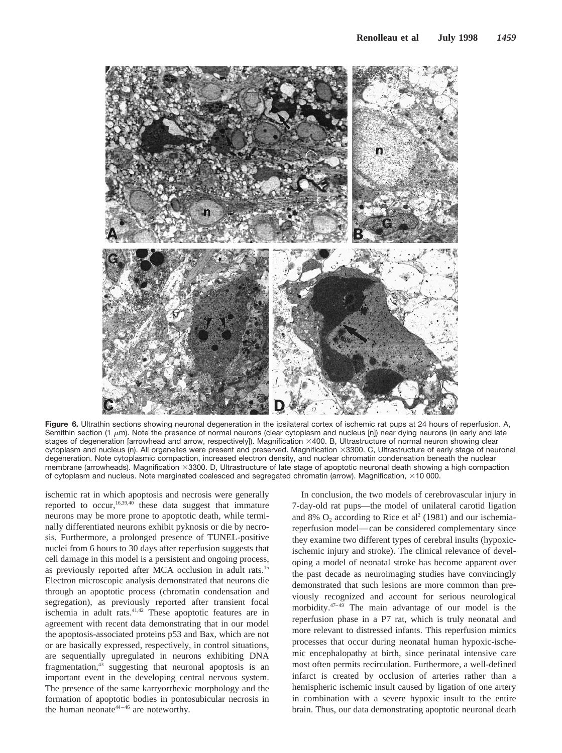**Figure 6.** Ultrathin sections showing neuronal degeneration in the ipsilateral cortex of ischemic rat pups at 24 hours of reperfusion. A, Semithin section (1 $\mu$m). Note the presence of normal neurons (clear cytoplasm and nucleus [n]) near dying neurons (in early and late stages of degeneration [arrowhead and arrow, respectively]). Magnification ×400. B, Ultrastructure of normal neuron showing clear cytoplasm and nucleus (n). All organelles were present and preserved. Magnification ×3300. C, Ultrastructure of early stage of neuronal degeneration. Note cytoplasmic compaction, increased electron density, and nuclear chromatin condensation beneath the nuclear membrane (arrowheads). Magnification ×3300. D, Ultrastructure of late stage of apoptotic neuronal death showing a high compaction of cytoplasm and nucleus. Note marginated coalesced and segregated chromatin (arrow). Magnification, ×10 000.

ischemic rat in which apoptosis and necrosis were generally reported to occur,[16,39,40] these data suggest that immature neurons may be more prone to apoptotic death, while terminally differentiated neurons exhibit pyknosis or die by necrosis. Furthermore, a prolonged presence of TUNEL-positive nuclei from 6 hours to 30 days after reperfusion suggests that cell damage in this model is a persistent and ongoing process, as previously reported after MCA occlusion in adult rats.[15] Electron microscopic analysis demonstrated that neurons die through an apoptotic process (chromatin condensation and segregation), as previously reported after transient focal ischemia in adult rats.[41,42] These apoptotic features are in agreement with recent data demonstrating that in our model the apoptosis-associated proteins p53 and Bax, which are not or are basically expressed, respectively, in control situations, are sequentially upregulated in neurons exhibiting DNA fragmentation,[43] suggesting that neuronal apoptosis is an important event in the developing central nervous system. The presence of the same karryorrhexic morphology and the formation of apoptotic bodies in pontosubicular necrosis in the human neonate[44–46] are noteworthy.

In conclusion, the two models of cerebrovascular injury in 7-day-old rat pups—the model of unilateral carotid ligation and 8% $O_2$ according to Rice et al[2] (1981) and our ischemia-reperfusion model—can be considered complementary since they examine two different types of cerebral insults (hypoxic-ischemic injury and stroke). The clinical relevance of developing a model of neonatal stroke has become apparent over the past decade as neuroimaging studies have convincingly demonstrated that such lesions are more common than previously recognized and account for serious neurological morbidity.[47–49] The main advantage of our model is the reperfusion phase in a P7 rat, which is truly neonatal and more relevant to distressed infants. This reperfusion mimics processes that occur during neonatal human hypoxic-ischemic encephalopathy at birth, since perinatal intensive care most often permits recirculation. Furthermore, a well-defined infarct is created by occlusion of arteries rather than a hemispheric ischemic insult caused by ligation of one artery in combination with a severe hypoxic insult to the entire brain. Thus, our data demonstrating apoptotic neuronal death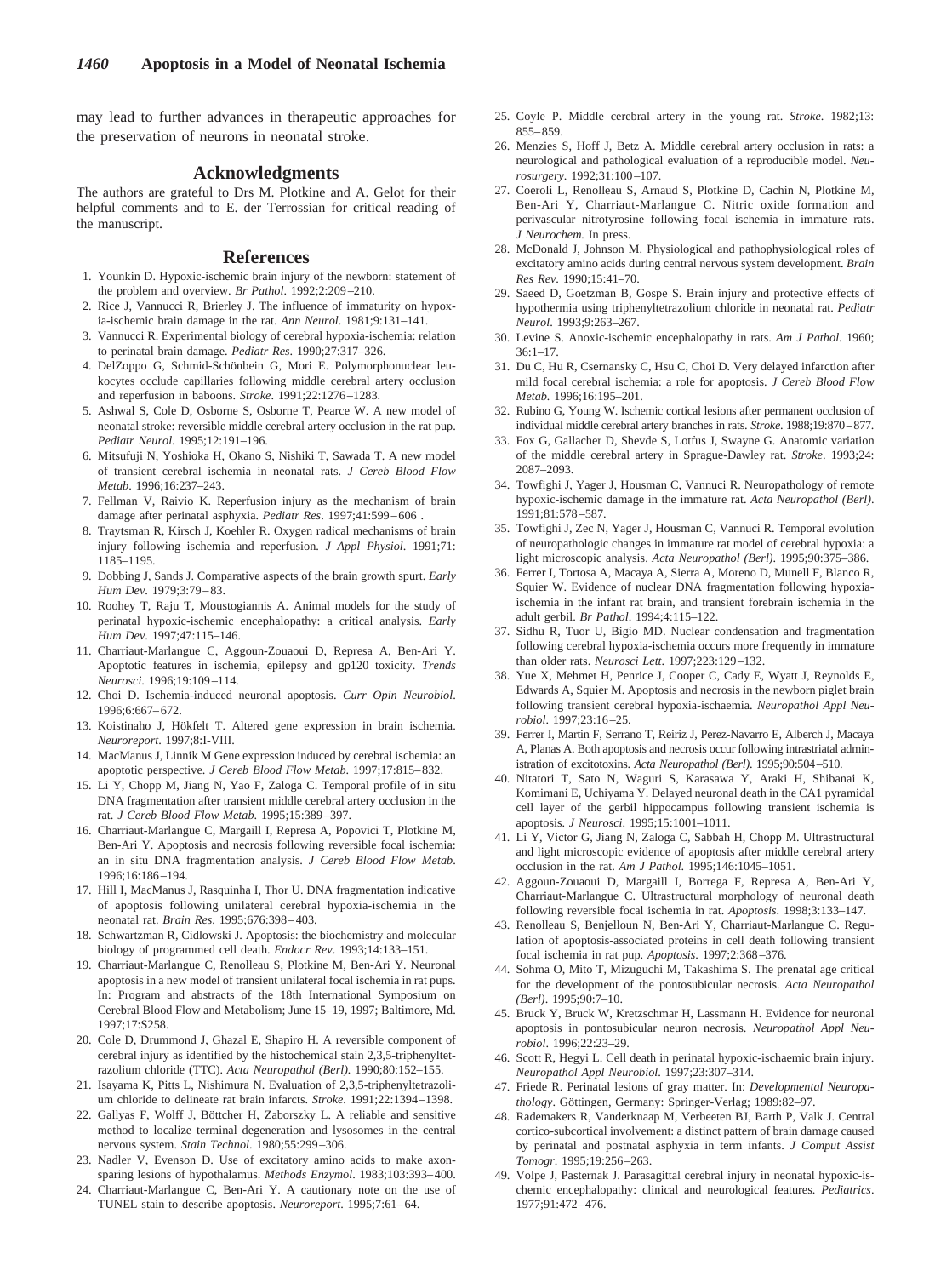may lead to further advances in therapeutic approaches for the preservation of neurons in neonatal stroke.

## Acknowledgments

The authors are grateful to Drs M. Plotkine and A. Gelot for their helpful comments and to E. der Terrossian for critical reading of the manuscript.

## References

1. Younkin D. Hypoxic-ischemic brain injury of the newborn: statement of the problem and overview. *Br Pathol*. 1992;2:209–210.
2. Rice J, Vannucci R, Brierley J. The influence of immaturity on hypoxia-ischemic brain damage in the rat. *Ann Neurol*. 1981;9:131–141.
3. Vannucci R. Experimental biology of cerebral hypoxia-ischemia: relation to perinatal brain damage. *Pediatr Res*. 1990;27:317–326.
4. DelZoppo G, Schmid-Schönbein G, Mori E. Polymorphonuclear leukocytes occlude capillaries following middle cerebral artery occlusion and reperfusion in baboons. *Stroke*. 1991;22:1276–1283.
5. Ashwal S, Cole D, Osborne S, Osborne T, Pearce W. A new model of neonatal stroke: reversible middle cerebral artery occlusion in the rat pup. *Pediatr Neurol*. 1995;12:191–196.
6. Mitsufuji N, Yoshioka H, Okano S, Nishiki T, Sawada T. A new model of transient cerebral ischemia in neonatal rats. *J Cereb Blood Flow Metab*. 1996;16:237–243.
7. Fellman V, Raivio K. Reperfusion injury as the mechanism of brain damage after perinatal asphyxia. *Pediatr Res*. 1997;41:599–606 .
8. Traytsman R, Kirsch J, Koehler R. Oxygen radical mechanisms of brain injury following ischemia and reperfusion. *J Appl Physiol*. 1991;71: 1185–1195.
9. Dobbing J, Sands J. Comparative aspects of the brain growth spurt. *Early Hum Dev*. 1979;3:79–83.
10. Roohey T, Raju T, Moustogiannis A. Animal models for the study of perinatal hypoxic-ischemic encephalopathy: a critical analysis. *Early Hum Dev*. 1997;47:115–146.
11. Charriaut-Marlangue C, Aggoun-Zouaoui D, Represa A, Ben-Ari Y. Apoptotic features in ischemia, epilepsy and gp120 toxicity. *Trends Neurosci*. 1996;19:109–114.
12. Choi D. Ischemia-induced neuronal apoptosis. *Curr Opin Neurobiol*. 1996;6:667–672.
13. Koistinaho J, Hökfelt T. Altered gene expression in brain ischemia. *Neuroreport*. 1997;8:I-VIII.
14. MacManus J, Linnik M Gene expression induced by cerebral ischemia: an apoptotic perspective. *J Cereb Blood Flow Metab*. 1997;17:815–832.
15. Li Y, Chopp M, Jiang N, Yao F, Zaloga C. Temporal profile of in situ DNA fragmentation after transient middle cerebral artery occlusion in the rat. *J Cereb Blood Flow Metab*. 1995;15:389–397.
16. Charriaut-Marlangue C, Margaill I, Represa A, Popovici T, Plotkine M, Ben-Ari Y. Apoptosis and necrosis following reversible focal ischemia: an in situ DNA fragmentation analysis. *J Cereb Blood Flow Metab*. 1996;16:186–194.
17. Hill I, MacManus J, Rasquinha I, Thor U. DNA fragmentation indicative of apoptosis following unilateral cerebral hypoxia-ischemia in the neonatal rat. *Brain Res*. 1995;676:398–403.
18. Schwartzman R, Cidlowski J. Apoptosis: the biochemistry and molecular biology of programmed cell death. *Endocr Rev*. 1993;14:133–151.
19. Charriaut-Marlangue C, Renolleau S, Plotkine M, Ben-Ari Y. Neuronal apoptosis in a new model of transient unilateral focal ischemia in rat pups. In: Program and abstracts of the 18th International Symposium on Cerebral Blood Flow and Metabolism; June 15–19, 1997; Baltimore, Md. 1997;17:S258.
20. Cole D, Drummond J, Ghazal E, Shapiro H. A reversible component of cerebral injury as identified by the histochemical stain 2,3,5-triphenyltetrazolium chloride (TTC). *Acta Neuropathol (Berl)*. 1990;80:152–155.
21. Isayama K, Pitts L, Nishimura N. Evaluation of 2,3,5-triphenyltetrazolium chloride to delineate rat brain infarcts. *Stroke*. 1991;22:1394–1398.
22. Gallyas F, Wolff J, Böttcher H, Zaborszky L. A reliable and sensitive method to localize terminal degeneration and lysosomes in the central nervous system. *Stain Technol*. 1980;55:299–306.
23. Nadler V, Evenson D. Use of excitatory amino acids to make axon-sparing lesions of hypothalamus. *Methods Enzymol*. 1983;103:393–400.
24. Charriaut-Marlangue C, Ben-Ari Y. A cautionary note on the use of TUNEL stain to describe apoptosis. *Neuroreport*. 1995;7:61–64.
25. Coyle P. Middle cerebral artery in the young rat. *Stroke*. 1982;13: 855–859.
26. Menzies S, Hoff J, Betz A. Middle cerebral artery occlusion in rats: a neurological and pathological evaluation of a reproducible model. *Neurosurgery*. 1992;31:100–107.
27. Coeroli L, Renolleau S, Arnaud S, Plotkine D, Cachin N, Plotkine M, Ben-Ari Y, Charriaut-Marlangue C. Nitric oxide formation and perivascular nitrotyrosine following focal ischemia in immature rats. *J Neurochem*. In press.
28. McDonald J, Johnson M. Physiological and pathophysiological roles of excitatory amino acids during central nervous system development. *Brain Res Rev*. 1990;15:41–70.
29. Saeed D, Goetzman B, Gospe S. Brain injury and protective effects of hypothermia using triphenyltetrazolium chloride in neonatal rat. *Pediatr Neurol*. 1993;9:263–267.
30. Levine S. Anoxic-ischemic encephalopathy in rats. *Am J Pathol*. 1960; 36:1–17.
31. Du C, Hu R, Csernansky C, Hsu C, Choi D. Very delayed infarction after mild focal cerebral ischemia: a role for apoptosis. *J Cereb Blood Flow Metab*. 1996;16:195–201.
32. Rubino G, Young W. Ischemic cortical lesions after permanent occlusion of individual middle cerebral artery branches in rats. *Stroke*. 1988;19:870–877.
33. Fox G, Gallacher D, Shevde S, Lotfus J, Swayne G. Anatomic variation of the middle cerebral artery in Sprague-Dawley rat. *Stroke*. 1993;24: 2087–2093.
34. Towfighi J, Yager J, Housman C, Vannuci R. Neuropathology of remote hypoxic-ischemic damage in the immature rat. *Acta Neuropathol (Berl)*. 1991;81:578–587.
35. Towfighi J, Zec N, Yager J, Housman C, Vannuci R. Temporal evolution of neuropathologic changes in immature rat model of cerebral hypoxia: a light microscopic analysis. *Acta Neuropathol (Berl)*. 1995;90:375–386.
36. Ferrer I, Tortosa A, Macaya A, Sierra A, Moreno D, Munell F, Blanco R, Squier W. Evidence of nuclear DNA fragmentation following hypoxia-ischemia in the infant rat brain, and transient forebrain ischemia in the adult gerbil. *Br Pathol*. 1994;4:115–122.
37. Sidhu R, Tuor U, Bigio MD. Nuclear condensation and fragmentation following cerebral hypoxia-ischemia occurs more frequently in immature than older rats. *Neurosci Lett*. 1997;223:129–132.
38. Yue X, Mehmet H, Penrice J, Cooper C, Cady E, Wyatt J, Reynolds E, Edwards A, Squier M. Apoptosis and necrosis in the newborn piglet brain following transient cerebral hypoxia-ischaemia. *Neuropathol Appl Neurobiol*. 1997;23:16–25.
39. Ferrer I, Martin F, Serrano T, Reiriz J, Perez-Navarro E, Alberch J, Macaya A, Planas A. Both apoptosis and necrosis occur following intrastriatal administration of excitotoxins. *Acta Neuropathol (Berl)*. 1995;90:504–510.
40. Nitatori T, Sato N, Waguri S, Karasawa Y, Araki H, Shibanai K, Komimani E, Uchiyama Y. Delayed neuronal death in the CA1 pyramidal cell layer of the gerbil hippocampus following transient ischemia is apoptosis. *J Neurosci*. 1995;15:1001–1011.
41. Li Y, Victor G, Jiang N, Zaloga C, Sabbah H, Chopp M. Ultrastructural and light microscopic evidence of apoptosis after middle cerebral artery occlusion in the rat. *Am J Pathol*. 1995;146:1045–1051.
42. Aggoun-Zouaoui D, Margaill I, Borrega F, Represa A, Ben-Ari Y, Charriaut-Marlangue C. Ultrastructural morphology of neuronal death following reversible focal ischemia in rat. *Apoptosis*. 1998;3:133–147.
43. Renolleau S, Benjelloun N, Ben-Ari Y, Charriaut-Marlangue C. Regulation of apoptosis-associated proteins in cell death following transient focal ischemia in rat pup. *Apoptosis*. 1997;2:368–376.
44. Sohma O, Mito T, Mizuguchi M, Takashima S. The prenatal age critical for the development of the pontosubicular necrosis. *Acta Neuropathol (Berl)*. 1995;90:7–10.
45. Bruck Y, Bruck W, Kretzschmar H, Lassmann H. Evidence for neuronal apoptosis in pontosubicular neuron necrosis. *Neuropathol Appl Neurobiol*. 1996;22:23–29.
46. Scott R, Hegyi L. Cell death in perinatal hypoxic-ischaemic brain injury. *Neuropathol Appl Neurobiol*. 1997;23:307–314.
47. Friede R. Perinatal lesions of gray matter. In: *Developmental Neuropathology*. Göttingen, Germany: Springer-Verlag; 1989:82–97.
48. Rademakers R, Vanderknaap M, Verbeeten BJ, Barth P, Valk J. Central cortico-subcortical involvement: a distinct pattern of brain damage caused by perinatal and postnatal asphyxia in term infants. *J Comput Assist Tomogr*. 1995;19:256–263.
49. Volpe J, Pasternak J. Parasagittal cerebral injury in neonatal hypoxic-ischemic encephalopathy: clinical and neurological features. *Pediatrics*. 1977;91:472–476.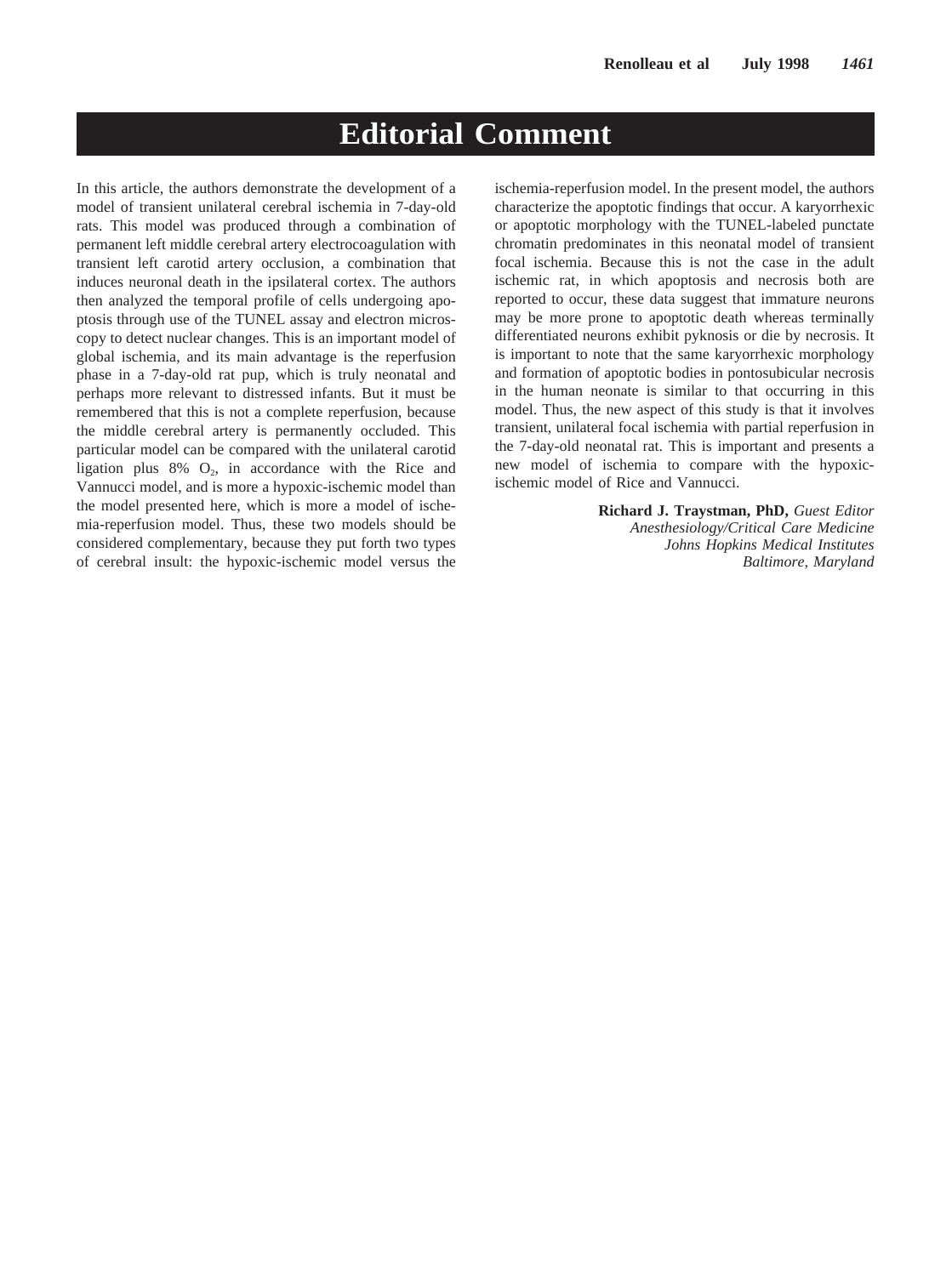# Editorial Comment

In this article, the authors demonstrate the development of a model of transient unilateral cerebral ischemia in 7-day-old rats. This model was produced through a combination of permanent left middle cerebral artery electrocoagulation with transient left carotid artery occlusion, a combination that induces neuronal death in the ipsilateral cortex. The authors then analyzed the temporal profile of cells undergoing apoptosis through use of the TUNEL assay and electron microscopy to detect nuclear changes. This is an important model of global ischemia, and its main advantage is the reperfusion phase in a 7-day-old rat pup, which is truly neonatal and perhaps more relevant to distressed infants. But it must be remembered that this is not a complete reperfusion, because the middle cerebral artery is permanently occluded. This particular model can be compared with the unilateral carotid ligation plus 8% $O_2$, in accordance with the Rice and Vannucci model, and is more a hypoxic-ischemic model than the model presented here, which is more a model of ischemia-reperfusion model. Thus, these two models should be considered complementary, because they put forth two types of cerebral insult: the hypoxic-ischemic model versus the ischemia-reperfusion model. In the present model, the authors characterize the apoptotic findings that occur. A karyorrhexic or apoptotic morphology with the TUNEL-labeled punctate chromatin predominates in this neonatal model of transient focal ischemia. Because this is not the case in the adult ischemic rat, in which apoptosis and necrosis both are reported to occur, these data suggest that immature neurons may be more prone to apoptotic death whereas terminally differentiated neurons exhibit pyknosis or die by necrosis. It is important to note that the same karyorrhexic morphology and formation of apoptotic bodies in pontosubicular necrosis in the human neonate is similar to that occurring in this model. Thus, the new aspect of this study is that it involves transient, unilateral focal ischemia with partial reperfusion in the 7-day-old neonatal rat. This is important and presents a new model of ischemia to compare with the hypoxic-ischemic model of Rice and Vannucci.

**Richard J. Traystman, PhD,** *Guest Editor*
*Anesthesiology/Critical Care Medicine*
*Johns Hopkins Medical Institutes*
*Baltimore, Maryland*